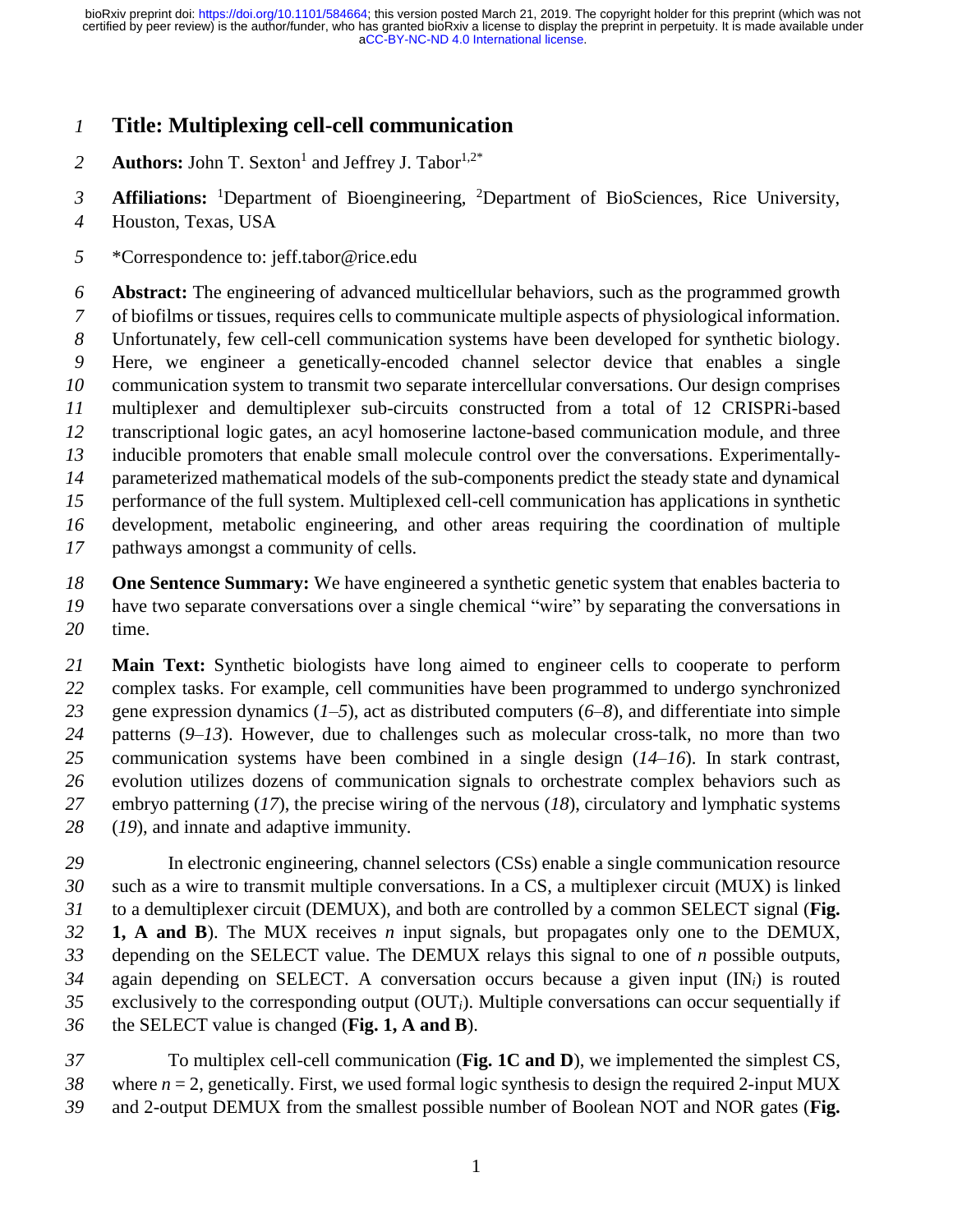# Title: Multiplexing cell-cell communication

**Authors:** John T. Sexton[1] and Jeffrey J. Tabor[1,2*]

**Affiliations:** [1]Department of Bioengineering, [2]Department of BioSciences, Rice University, Houston, Texas, USA

*Correspondence to: jeff.tabor@rice.edu

**Abstract:** The engineering of advanced multicellular behaviors, such as the programmed growth of biofilms or tissues, requires cells to communicate multiple aspects of physiological information. Unfortunately, few cell-cell communication systems have been developed for synthetic biology. Here, we engineer a genetically-encoded channel selector device that enables a single communication system to transmit two separate intercellular conversations. Our design comprises multiplexer and demultiplexer sub-circuits constructed from a total of 12 CRISPRi-based transcriptional logic gates, an acyl homoserine lactone-based communication module, and three inducible promoters that enable small molecule control over the conversations. Experimentally-parameterized mathematical models of the sub-components predict the steady state and dynamical performance of the full system. Multiplexed cell-cell communication has applications in synthetic development, metabolic engineering, and other areas requiring the coordination of multiple pathways amongst a community of cells.

**One Sentence Summary:** We have engineered a synthetic genetic system that enables bacteria to have two separate conversations over a single chemical "wire" by separating the conversations in time.

**Main Text:** Synthetic biologists have long aimed to engineer cells to cooperate to perform complex tasks. For example, cell communities have been programmed to undergo synchronized gene expression dynamics (*1*–*5*), act as distributed computers (*6*–*8*), and differentiate into simple patterns (*9*–*13*). However, due to challenges such as molecular cross-talk, no more than two communication systems have been combined in a single design (*14*–*16*). In stark contrast, evolution utilizes dozens of communication signals to orchestrate complex behaviors such as embryo patterning (*17*), the precise wiring of the nervous (*18*), circulatory and lymphatic systems (*19*), and innate and adaptive immunity.

In electronic engineering, channel selectors (CSs) enable a single communication resource such as a wire to transmit multiple conversations. In a CS, a multiplexer circuit (MUX) is linked to a demultiplexer circuit (DEMUX), and both are controlled by a common SELECT signal (**Fig. 1, A and B**). The MUX receives *n* input signals, but propagates only one to the DEMUX, depending on the SELECT value. The DEMUX relays this signal to one of *n* possible outputs, again depending on SELECT. A conversation occurs because a given input ($IN_i$) is routed exclusively to the corresponding output ($OUT_i$). Multiple conversations can occur sequentially if the SELECT value is changed (**Fig. 1, A and B**).

To multiplex cell-cell communication (**Fig. 1C and D**), we implemented the simplest CS, where $n = 2$, genetically. First, we used formal logic synthesis to design the required 2-input MUX and 2-output DEMUX from the smallest possible number of Boolean NOT and NOR gates (**Fig.**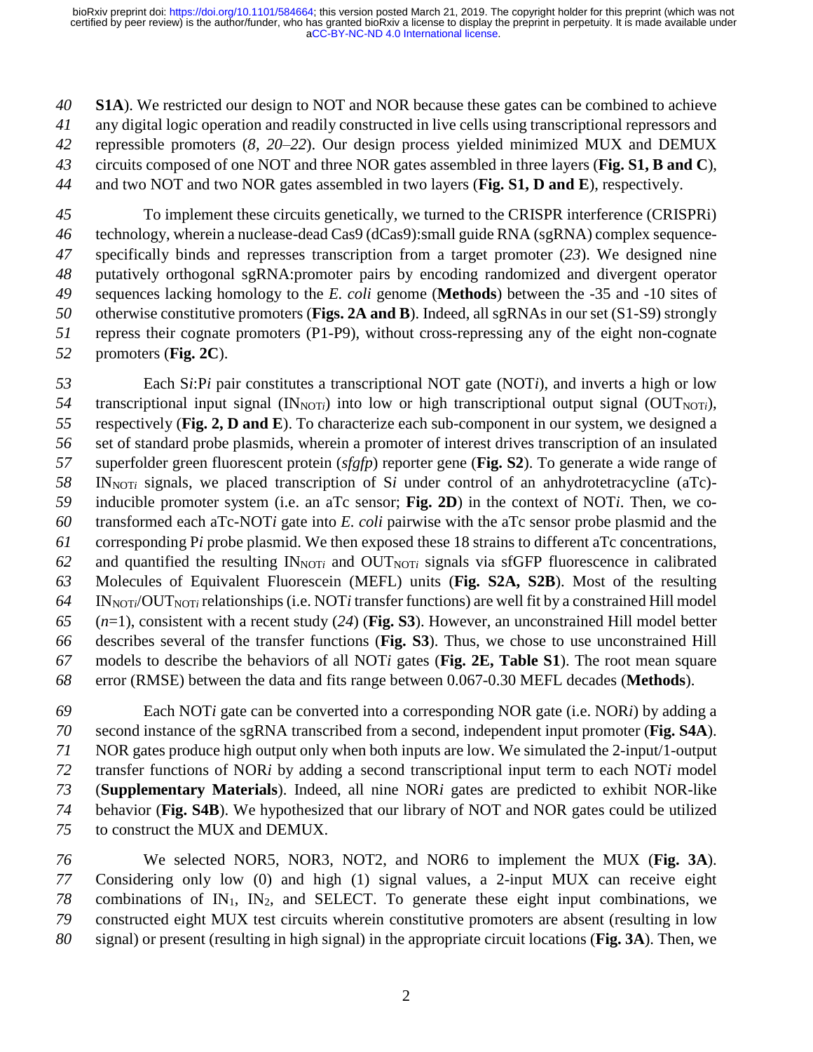**S1A**). We restricted our design to NOT and NOR because these gates can be combined to achieve any digital logic operation and readily constructed in live cells using transcriptional repressors and repressible promoters (*8*, *20–22*). Our design process yielded minimized MUX and DEMUX circuits composed of one NOT and three NOR gates assembled in three layers (**Fig. S1, B and C**), and two NOT and two NOR gates assembled in two layers (**Fig. S1, D and E**), respectively.

To implement these circuits genetically, we turned to the CRISPR interference (CRISPRi) technology, wherein a nuclease-dead Cas9 (dCas9):small guide RNA (sgRNA) complex sequence-specifically binds and represses transcription from a target promoter (*23*). We designed nine putatively orthogonal sgRNA:promoter pairs by encoding randomized and divergent operator sequences lacking homology to the *E. coli* genome (**Methods**) between the -35 and -10 sites of otherwise constitutive promoters (**Figs. 2A and B**). Indeed, all sgRNAs in our set (S1-S9) strongly repress their cognate promoters (P1-P9), without cross-repressing any of the eight non-cognate promoters (**Fig. 2C**).

Each S*i*:P*i* pair constitutes a transcriptional NOT gate (NOT*i*), and inverts a high or low transcriptional input signal ($IN_{NOTi}$) into low or high transcriptional output signal ($OUT_{NOTi}$), respectively (**Fig. 2, D and E**). To characterize each sub-component in our system, we designed a set of standard probe plasmids, wherein a promoter of interest drives transcription of an insulated superfolder green fluorescent protein (*sfgfp*) reporter gene (**Fig. S2**). To generate a wide range of $IN_{NOTi}$ signals, we placed transcription of S*i* under control of an anhydrotetracycline (aTc)-inducible promoter system (i.e. an aTc sensor; **Fig. 2D**) in the context of NOT*i*. Then, we co-transformed each aTc-NOT*i* gate into *E. coli* pairwise with the aTc sensor probe plasmid and the corresponding P*i* probe plasmid. We then exposed these 18 strains to different aTc concentrations, and quantified the resulting $IN_{NOTi}$ and $OUT_{NOTi}$ signals via sfGFP fluorescence in calibrated Molecules of Equivalent Fluorescein (MEFL) units (**Fig. S2A, S2B**). Most of the resulting $IN_{NOTi}/OUT_{NOTi}$ relationships (i.e. NOT*i* transfer functions) are well fit by a constrained Hill model ($n$=1), consistent with a recent study (*24*) (**Fig. S3**). However, an unconstrained Hill model better describes several of the transfer functions (**Fig. S3**). Thus, we chose to use unconstrained Hill models to describe the behaviors of all NOT*i* gates (**Fig. 2E, Table S1**). The root mean square error (RMSE) between the data and fits range between 0.067-0.30 MEFL decades (**Methods**).

Each NOT*i* gate can be converted into a corresponding NOR gate (i.e. NOR*i*) by adding a second instance of the sgRNA transcribed from a second, independent input promoter (**Fig. S4A**). NOR gates produce high output only when both inputs are low. We simulated the 2-input/1-output transfer functions of NOR*i* by adding a second transcriptional input term to each NOT*i* model (**Supplementary Materials**). Indeed, all nine NOR*i* gates are predicted to exhibit NOR-like behavior (**Fig. S4B**). We hypothesized that our library of NOT and NOR gates could be utilized to construct the MUX and DEMUX.

We selected NOR5, NOR3, NOT2, and NOR6 to implement the MUX (**Fig. 3A**). Considering only low (0) and high (1) signal values, a 2-input MUX can receive eight combinations of $IN_1$, $IN_2$, and SELECT. To generate these eight input combinations, we constructed eight MUX test circuits wherein constitutive promoters are absent (resulting in low signal) or present (resulting in high signal) in the appropriate circuit locations (**Fig. 3A**). Then, we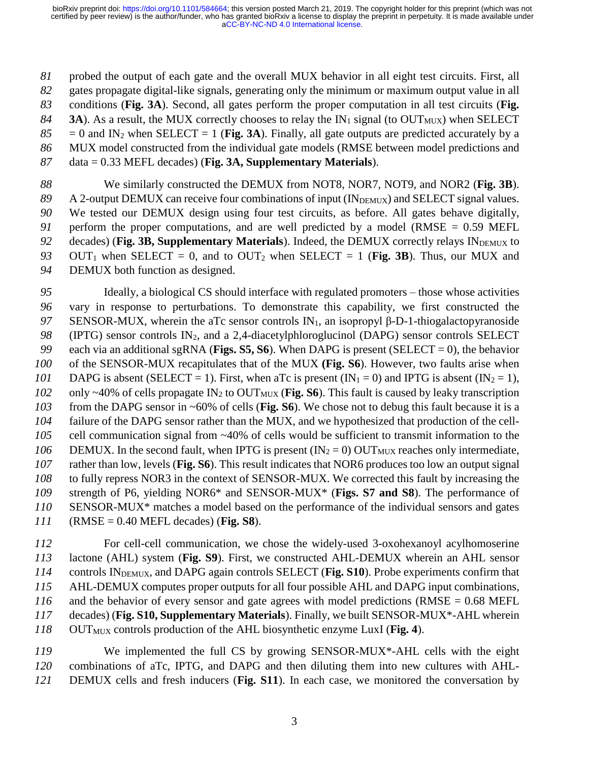probed the output of each gate and the overall MUX behavior in all eight test circuits. First, all gates propagate digital-like signals, generating only the minimum or maximum output value in all conditions (**Fig. 3A**). Second, all gates perform the proper computation in all test circuits (**Fig. 3A**). As a result, the MUX correctly chooses to relay the $IN_1$ signal (to $OUT_{MUX}$) when SELECT = 0 and $IN_2$ when SELECT = 1 (**Fig. 3A**). Finally, all gate outputs are predicted accurately by a MUX model constructed from the individual gate models (RMSE between model predictions and data = 0.33 MEFL decades) (**Fig. 3A, Supplementary Materials**).

We similarly constructed the DEMUX from NOT8, NOR7, NOT9, and NOR2 (**Fig. 3B**). A 2-output DEMUX can receive four combinations of input ($IN_{DEMUX}$) and SELECT signal values. We tested our DEMUX design using four test circuits, as before. All gates behave digitally, perform the proper computations, and are well predicted by a model (RMSE = 0.59 MEFL decades) (**Fig. 3B, Supplementary Materials**). Indeed, the DEMUX correctly relays $IN_{DEMUX}$ to $OUT_1$ when SELECT = 0, and to $OUT_2$ when SELECT = 1 (**Fig. 3B**). Thus, our MUX and DEMUX both function as designed.

Ideally, a biological CS should interface with regulated promoters – those whose activities vary in response to perturbations. To demonstrate this capability, we first constructed the SENSOR-MUX, wherein the aTc sensor controls $IN_1$, an isopropyl β-D-1-thiogalactopyranoside (IPTG) sensor controls $IN_2$, and a 2,4-diacetylphloroglucinol (DAPG) sensor controls SELECT each via an additional sgRNA (**Figs. S5, S6**). When DAPG is present (SELECT = 0), the behavior of the SENSOR-MUX recapitulates that of the MUX **(Fig. S6)**. However, two faults arise when DAPG is absent (SELECT = 1). First, when aTc is present ($IN_1 = 0$) and IPTG is absent ($IN_2 = 1$), only ~40% of cells propagate $IN_2$ to $OUT_{MUX}$ (**Fig. S6**). This fault is caused by leaky transcription from the DAPG sensor in ~60% of cells (**Fig. S6**). We chose not to debug this fault because it is a failure of the DAPG sensor rather than the MUX, and we hypothesized that production of the cell-cell communication signal from ~40% of cells would be sufficient to transmit information to the DEMUX. In the second fault, when IPTG is present ($IN_2 = 0$) $OUT_{MUX}$ reaches only intermediate, rather than low, levels (**Fig. S6**). This result indicates that NOR6 produces too low an output signal to fully repress NOR3 in the context of SENSOR-MUX. We corrected this fault by increasing the strength of P6, yielding NOR6* and SENSOR-MUX* (**Figs. S7 and S8**). The performance of SENSOR-MUX* matches a model based on the performance of the individual sensors and gates (RMSE = 0.40 MEFL decades) (**Fig. S8**).

For cell-cell communication, we chose the widely-used 3-oxohexanoyl acylhomoserine lactone (AHL) system (**Fig. S9**). First, we constructed AHL-DEMUX wherein an AHL sensor controls $IN_{DEMUX}$, and DAPG again controls SELECT (**Fig. S10**). Probe experiments confirm that AHL-DEMUX computes proper outputs for all four possible AHL and DAPG input combinations, and the behavior of every sensor and gate agrees with model predictions (RMSE = 0.68 MEFL decades) (**Fig. S10, Supplementary Materials**). Finally, we built SENSOR-MUX*-AHL wherein $OUT_{MUX}$ controls production of the AHL biosynthetic enzyme LuxI (**Fig. 4**).

We implemented the full CS by growing SENSOR-MUX*-AHL cells with the eight combinations of aTc, IPTG, and DAPG and then diluting them into new cultures with AHL-DEMUX cells and fresh inducers (**Fig. S11**). In each case, we monitored the conversation by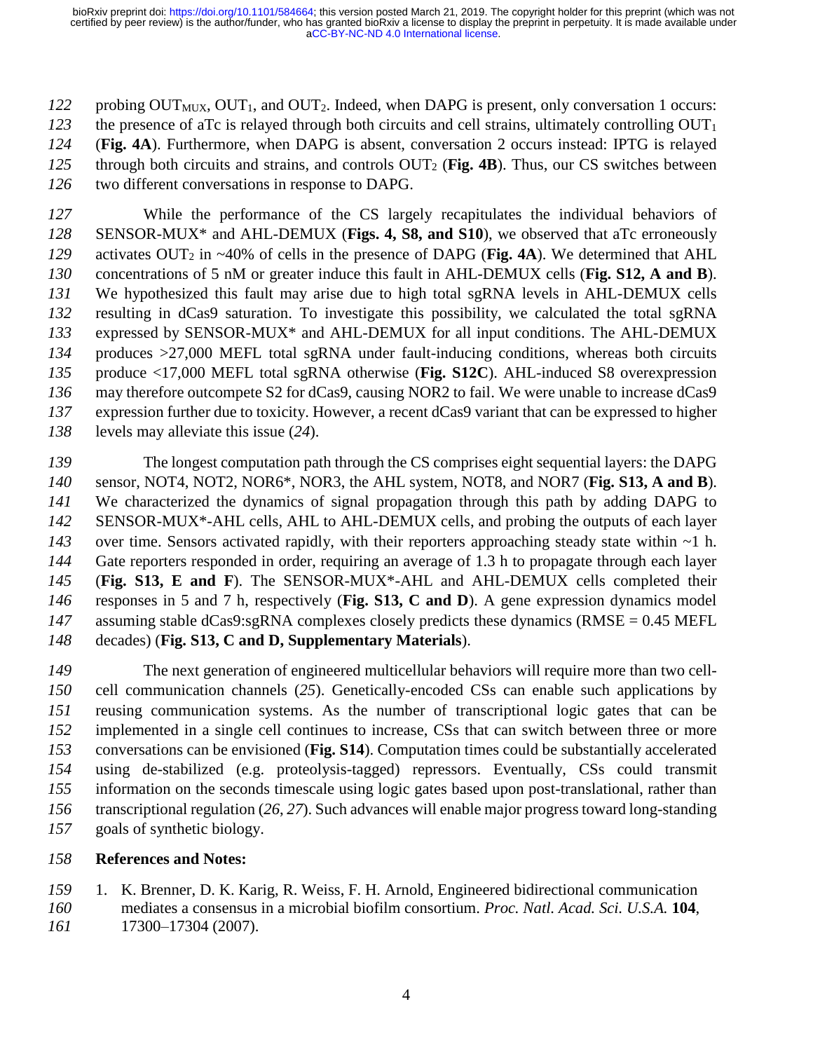probing $OUT_{MUX}$, $OUT_1$, and $OUT_2$. Indeed, when DAPG is present, only conversation 1 occurs: the presence of aTc is relayed through both circuits and cell strains, ultimately controlling $OUT_1$ (**Fig. 4A**). Furthermore, when DAPG is absent, conversation 2 occurs instead: IPTG is relayed through both circuits and strains, and controls $OUT_2$ (**Fig. 4B**). Thus, our CS switches between two different conversations in response to DAPG.

While the performance of the CS largely recapitulates the individual behaviors of SENSOR-MUX* and AHL-DEMUX (**Figs. 4, S8, and S10**), we observed that aTc erroneously activates $OUT_2$ in ~40% of cells in the presence of DAPG (**Fig. 4A**). We determined that AHL concentrations of 5 nM or greater induce this fault in AHL-DEMUX cells (**Fig. S12, A and B**). We hypothesized this fault may arise due to high total sgRNA levels in AHL-DEMUX cells resulting in dCas9 saturation. To investigate this possibility, we calculated the total sgRNA expressed by SENSOR-MUX* and AHL-DEMUX for all input conditions. The AHL-DEMUX produces >27,000 MEFL total sgRNA under fault-inducing conditions, whereas both circuits produce <17,000 MEFL total sgRNA otherwise (**Fig. S12C**). AHL-induced S8 overexpression may therefore outcompete S2 for dCas9, causing NOR2 to fail. We were unable to increase dCas9 expression further due to toxicity. However, a recent dCas9 variant that can be expressed to higher levels may alleviate this issue (*24*).

The longest computation path through the CS comprises eight sequential layers: the DAPG sensor, NOT4, NOT2, NOR6*, NOR3, the AHL system, NOT8, and NOR7 (**Fig. S13, A and B**). We characterized the dynamics of signal propagation through this path by adding DAPG to SENSOR-MUX*-AHL cells, AHL to AHL-DEMUX cells, and probing the outputs of each layer over time. Sensors activated rapidly, with their reporters approaching steady state within ~1 h. Gate reporters responded in order, requiring an average of 1.3 h to propagate through each layer (**Fig. S13, E and F**). The SENSOR-MUX*-AHL and AHL-DEMUX cells completed their responses in 5 and 7 h, respectively (**Fig. S13, C and D**). A gene expression dynamics model assuming stable dCas9:sgRNA complexes closely predicts these dynamics (RMSE = 0.45 MEFL decades) (**Fig. S13, C and D, Supplementary Materials**).

The next generation of engineered multicellular behaviors will require more than two cell-cell communication channels (*25*). Genetically-encoded CSs can enable such applications by reusing communication systems. As the number of transcriptional logic gates that can be implemented in a single cell continues to increase, CSs that can switch between three or more conversations can be envisioned (**Fig. S14**). Computation times could be substantially accelerated using de-stabilized (e.g. proteolysis-tagged) repressors. Eventually, CSs could transmit information on the seconds timescale using logic gates based upon post-translational, rather than transcriptional regulation (*26*, *27*). Such advances will enable major progress toward long-standing goals of synthetic biology.

## References and Notes:

1. K. Brenner, D. K. Karig, R. Weiss, F. H. Arnold, Engineered bidirectional communication mediates a consensus in a microbial biofilm consortium. *Proc. Natl. Acad. Sci. U.S.A.* **104**, 17300–17304 (2007).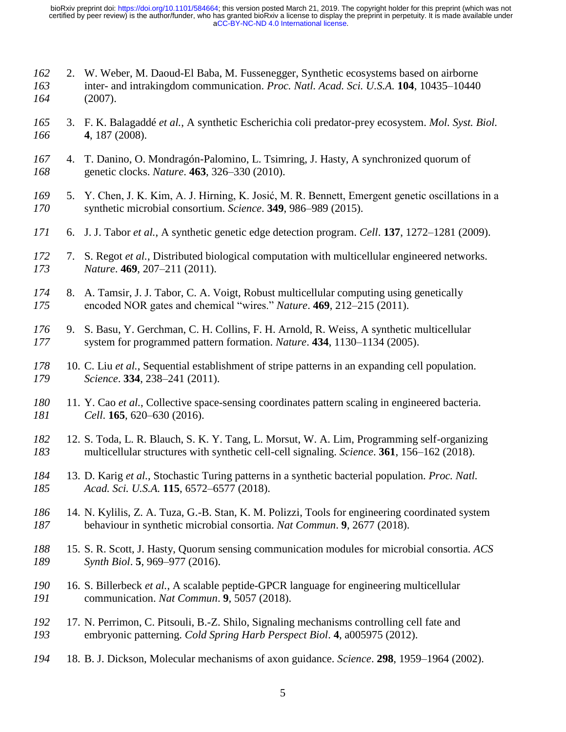2. W. Weber, M. Daoud-El Baba, M. Fussenegger, Synthetic ecosystems based on airborne inter- and intrakingdom communication. *Proc. Natl. Acad. Sci. U.S.A.* **104**, 10435–10440 (2007).

3. F. K. Balagaddé *et al.*, A synthetic Escherichia coli predator-prey ecosystem. *Mol. Syst. Biol.* **4**, 187 (2008).

4. T. Danino, O. Mondragón-Palomino, L. Tsimring, J. Hasty, A synchronized quorum of genetic clocks. *Nature*. **463**, 326–330 (2010).

5. Y. Chen, J. K. Kim, A. J. Hirning, K. Josić, M. R. Bennett, Emergent genetic oscillations in a synthetic microbial consortium. *Science*. **349**, 986–989 (2015).

6. J. J. Tabor *et al.*, A synthetic genetic edge detection program. *Cell*. **137**, 1272–1281 (2009).

7. S. Regot *et al.*, Distributed biological computation with multicellular engineered networks. *Nature*. **469**, 207–211 (2011).

8. A. Tamsir, J. J. Tabor, C. A. Voigt, Robust multicellular computing using genetically encoded NOR gates and chemical "wires." *Nature*. **469**, 212–215 (2011).

9. S. Basu, Y. Gerchman, C. H. Collins, F. H. Arnold, R. Weiss, A synthetic multicellular system for programmed pattern formation. *Nature*. **434**, 1130–1134 (2005).

10. C. Liu *et al.*, Sequential establishment of stripe patterns in an expanding cell population. *Science*. **334**, 238–241 (2011).

11. Y. Cao *et al.*, Collective space-sensing coordinates pattern scaling in engineered bacteria. *Cell*. **165**, 620–630 (2016).

12. S. Toda, L. R. Blauch, S. K. Y. Tang, L. Morsut, W. A. Lim, Programming self-organizing multicellular structures with synthetic cell-cell signaling. *Science*. **361**, 156–162 (2018).

13. D. Karig *et al.*, Stochastic Turing patterns in a synthetic bacterial population. *Proc. Natl. Acad. Sci. U.S.A.* **115**, 6572–6577 (2018).

14. N. Kylilis, Z. A. Tuza, G.-B. Stan, K. M. Polizzi, Tools for engineering coordinated system behaviour in synthetic microbial consortia. *Nat Commun*. **9**, 2677 (2018).

15. S. R. Scott, J. Hasty, Quorum sensing communication modules for microbial consortia. *ACS Synth Biol*. **5**, 969–977 (2016).

16. S. Billerbeck *et al.*, A scalable peptide-GPCR language for engineering multicellular communication. *Nat Commun*. **9**, 5057 (2018).

17. N. Perrimon, C. Pitsouli, B.-Z. Shilo, Signaling mechanisms controlling cell fate and embryonic patterning. *Cold Spring Harb Perspect Biol*. **4**, a005975 (2012).

18. B. J. Dickson, Molecular mechanisms of axon guidance. *Science*. **298**, 1959–1964 (2002).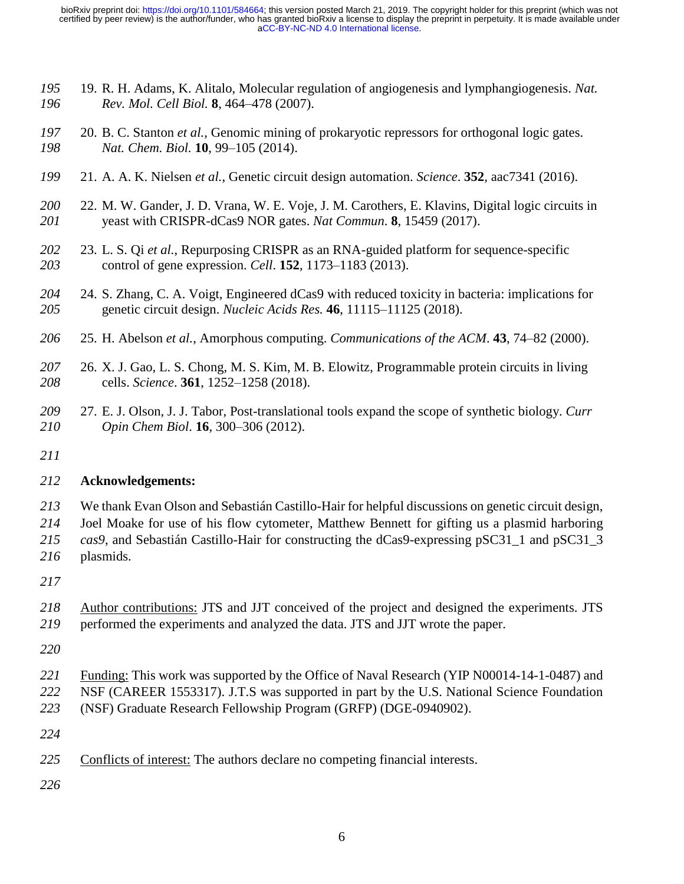19. R. H. Adams, K. Alitalo, Molecular regulation of angiogenesis and lymphangiogenesis. *Nat. Rev. Mol. Cell Biol.* **8**, 464–478 (2007).
20. B. C. Stanton *et al.*, Genomic mining of prokaryotic repressors for orthogonal logic gates. *Nat. Chem. Biol.* **10**, 99–105 (2014).
21. A. A. K. Nielsen *et al.*, Genetic circuit design automation. *Science*. **352**, aac7341 (2016).
22. M. W. Gander, J. D. Vrana, W. E. Voje, J. M. Carothers, E. Klavins, Digital logic circuits in yeast with CRISPR-dCas9 NOR gates. *Nat Commun*. **8**, 15459 (2017).
23. L. S. Qi *et al.*, Repurposing CRISPR as an RNA-guided platform for sequence-specific control of gene expression. *Cell*. **152**, 1173–1183 (2013).
24. S. Zhang, C. A. Voigt, Engineered dCas9 with reduced toxicity in bacteria: implications for genetic circuit design. *Nucleic Acids Res.* **46**, 11115–11125 (2018).
25. H. Abelson *et al.*, Amorphous computing. *Communications of the ACM*. **43**, 74–82 (2000).
26. X. J. Gao, L. S. Chong, M. S. Kim, M. B. Elowitz, Programmable protein circuits in living cells. *Science*. **361**, 1252–1258 (2018).
27. E. J. Olson, J. J. Tabor, Post-translational tools expand the scope of synthetic biology. *Curr Opin Chem Biol*. **16**, 300–306 (2012).

**Acknowledgements:**

We thank Evan Olson and Sebastián Castillo-Hair for helpful discussions on genetic circuit design, Joel Moake for use of his flow cytometer, Matthew Bennett for gifting us a plasmid harboring *cas9*, and Sebastián Castillo-Hair for constructing the dCas9-expressing pSC31_1 and pSC31_3 plasmids.

Author contributions: JTS and JJT conceived of the project and designed the experiments. JTS performed the experiments and analyzed the data. JTS and JJT wrote the paper.

Funding: This work was supported by the Office of Naval Research (YIP N00014-14-1-0487) and NSF (CAREER 1553317). J.T.S was supported in part by the U.S. National Science Foundation (NSF) Graduate Research Fellowship Program (GRFP) (DGE-0940902).

Conflicts of interest: The authors declare no competing financial interests.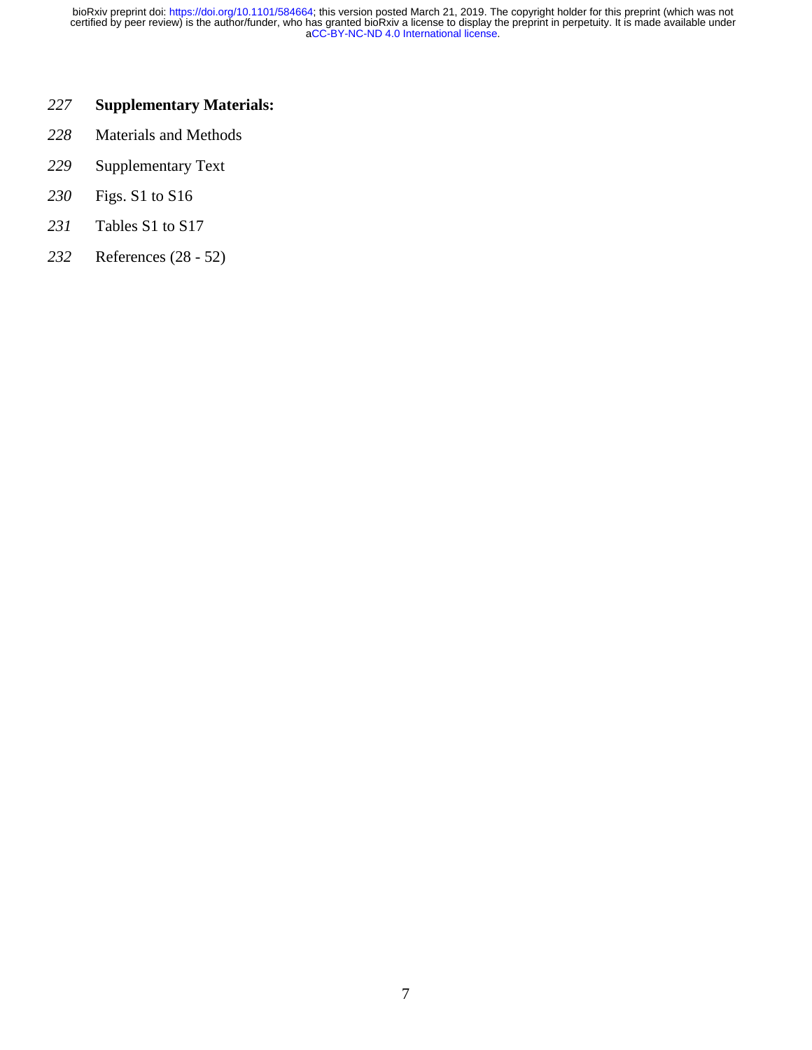**Supplementary Materials:**

Materials and Methods

Supplementary Text

Figs. S1 to S16

Tables S1 to S17

References (28 - 52)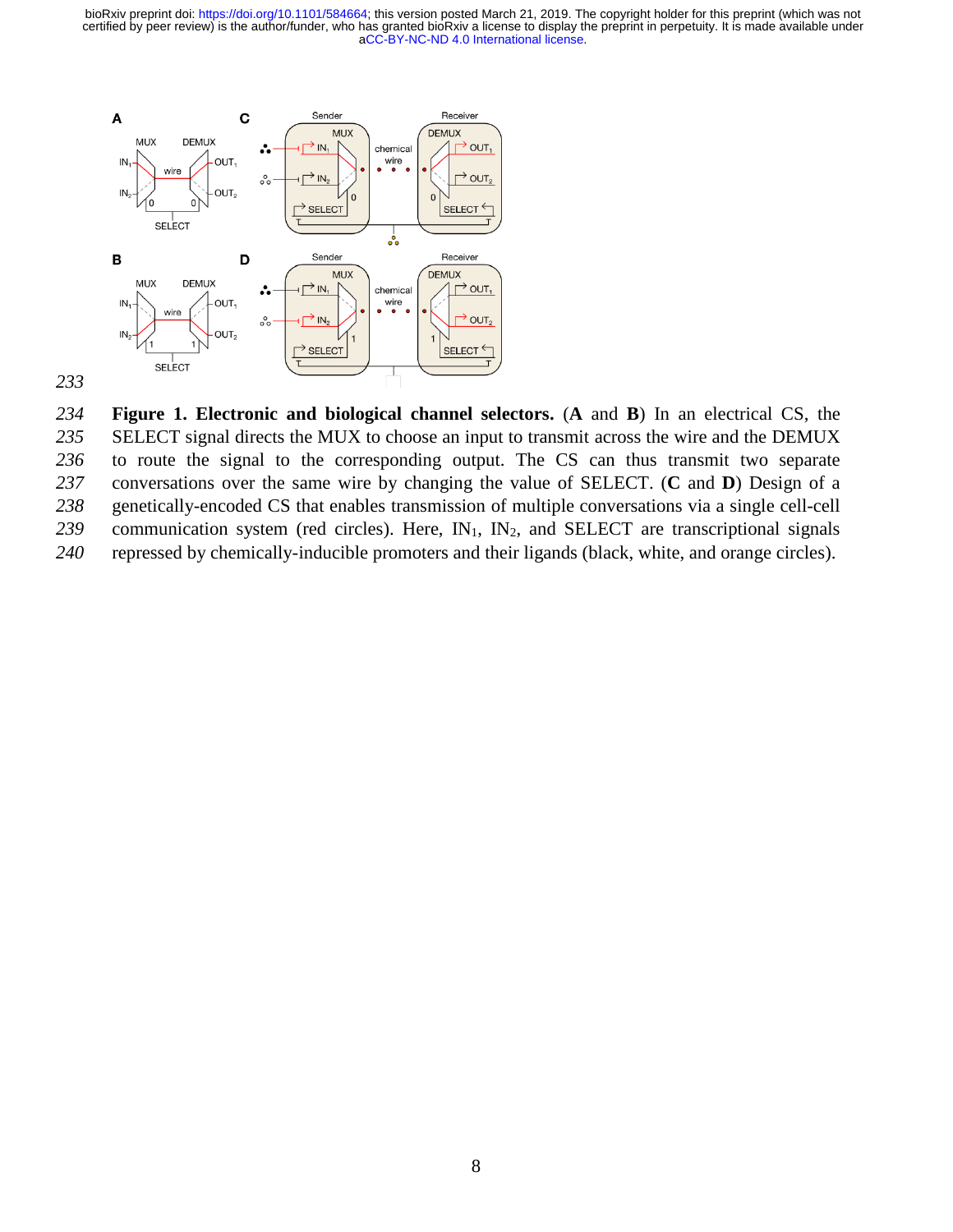**Figure 1. Electronic and biological channel selectors.** (**A** and **B**) In an electrical CS, the SELECT signal directs the MUX to choose an input to transmit across the wire and the DEMUX to route the signal to the corresponding output. The CS can thus transmit two separate conversations over the same wire by changing the value of SELECT. (**C** and **D**) Design of a genetically-encoded CS that enables transmission of multiple conversations via a single cell-cell communication system (red circles). Here, $IN_1$, $IN_2$, and SELECT are transcriptional signals repressed by chemically-inducible promoters and their ligands (black, white, and orange circles).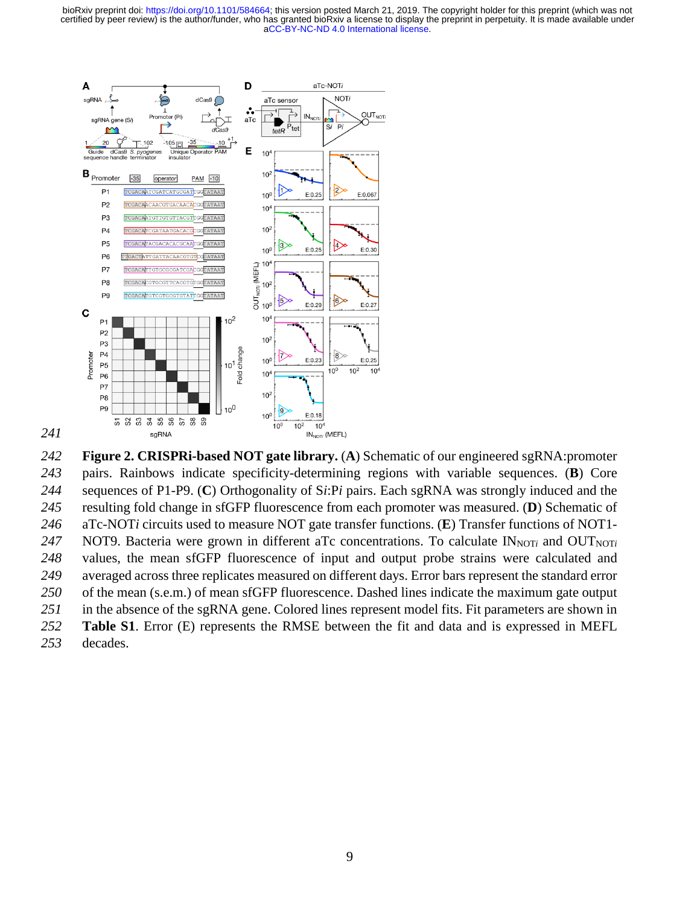**Figure 2. CRISPRi-based NOT gate library.** (**A**) Schematic of our engineered sgRNA:promoter pairs. Rainbows indicate specificity-determining regions with variable sequences. (**B**) Core sequences of P1-P9. (**C**) Orthogonality of S*i*:P*i* pairs. Each sgRNA was strongly induced and the resulting fold change in sfGFP fluorescence from each promoter was measured. (**D**) Schematic of aTc-NOT*i* circuits used to measure NOT gate transfer functions. (**E**) Transfer functions of NOT1-NOT9. Bacteria were grown in different aTc concentrations. To calculate $IN_{NOTi}$ and $OUT_{NOTi}$ values, the mean sfGFP fluorescence of input and output probe strains were calculated and averaged across three replicates measured on different days. Error bars represent the standard error of the mean (s.e.m.) of mean sfGFP fluorescence. Dashed lines indicate the maximum gate output in the absence of the sgRNA gene. Colored lines represent model fits. Fit parameters are shown in **Table S1**. Error (E) represents the RMSE between the fit and data and is expressed in MEFL decades.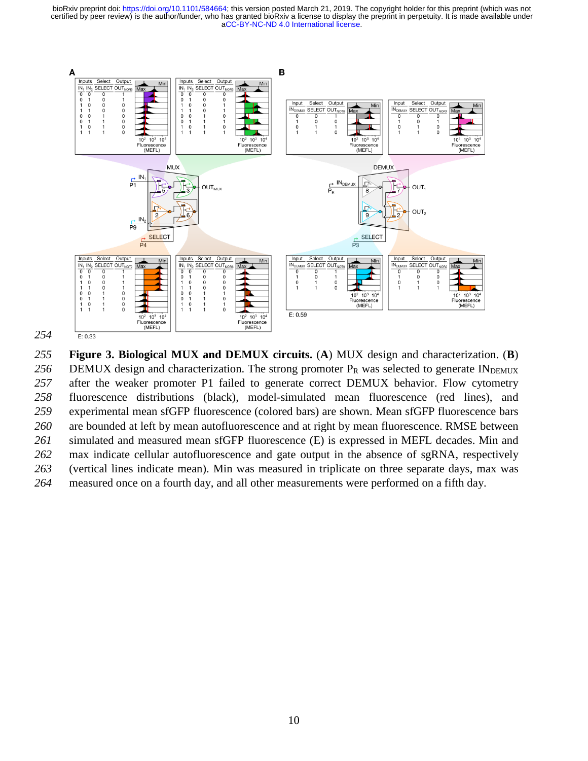Figure 3. **Biological MUX and DEMUX circuits.** (**A**) MUX design and characterization. (**B**) DEMUX design and characterization. The strong promoter $P_R$ was selected to generate $IN_{DEMUX}$ after the weaker promoter P1 failed to generate correct DEMUX behavior. Flow cytometry fluorescence distributions (black), model-simulated mean fluorescence (red lines), and experimental mean sfGFP fluorescence (colored bars) are shown. Mean sfGFP fluorescence bars are bounded at left by mean autofluorescence and at right by mean fluorescence. RMSE between simulated and measured mean sfGFP fluorescence (E) is expressed in MEFL decades. Min and max indicate cellular autofluorescence and gate output in the absence of sgRNA, respectively (vertical lines indicate mean). Min was measured in triplicate on three separate days, max was measured once on a fourth day, and all other measurements were performed on a fifth day.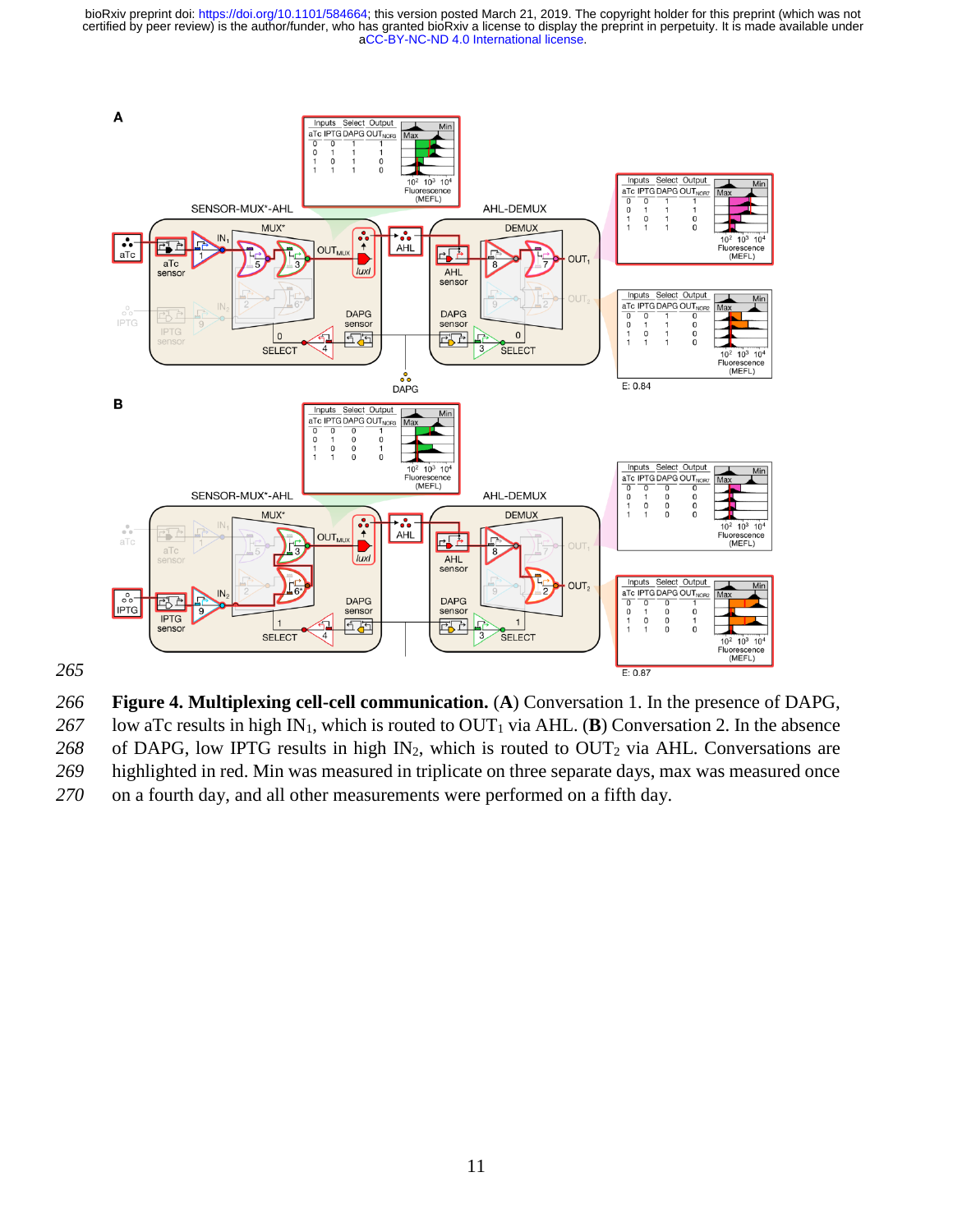**Figure 4. Multiplexing cell-cell communication.** (**A**) Conversation 1. In the presence of DAPG, low aTc results in high $IN_1$, which is routed to $OUT_1$ via AHL. (**B**) Conversation 2. In the absence of DAPG, low IPTG results in high $IN_2$, which is routed to $OUT_2$ via AHL. Conversations are highlighted in red. Min was measured in triplicate on three separate days, max was measured once on a fourth day, and all other measurements were performed on a fifth day.